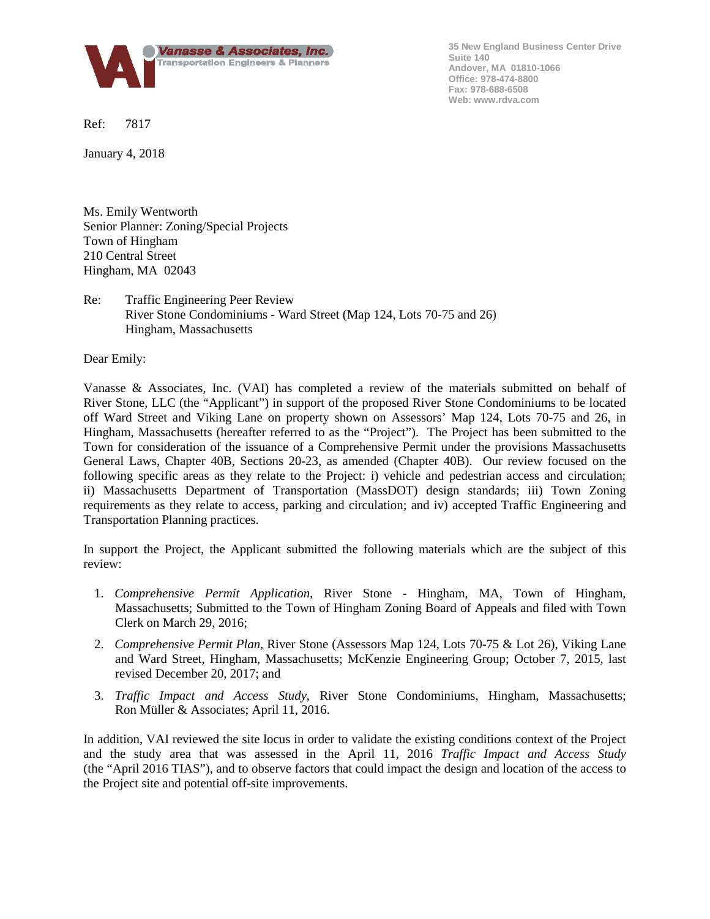**Vanasse & Associates, Inc.**
Transportation Engineers & Planners

35 New England Business Center Drive
Suite 140
Andover, MA 01810-1066
Office: 978-474-8800
Fax: 978-688-6508
Web: www.rdva.com

Ref: 7817

January 4, 2018

Ms. Emily Wentworth
Senior Planner: Zoning/Special Projects
Town of Hingham
210 Central Street
Hingham, MA 02043

Re: Traffic Engineering Peer Review
River Stone Condominiums - Ward Street (Map 124, Lots 70-75 and 26)
Hingham, Massachusetts

Dear Emily:

Vanasse & Associates, Inc. (VAI) has completed a review of the materials submitted on behalf of River Stone, LLC (the "Applicant") in support of the proposed River Stone Condominiums to be located off Ward Street and Viking Lane on property shown on Assessors' Map 124, Lots 70-75 and 26, in Hingham, Massachusetts (hereafter referred to as the "Project"). The Project has been submitted to the Town for consideration of the issuance of a Comprehensive Permit under the provisions Massachusetts General Laws, Chapter 40B, Sections 20-23, as amended (Chapter 40B). Our review focused on the following specific areas as they relate to the Project: i) vehicle and pedestrian access and circulation; ii) Massachusetts Department of Transportation (MassDOT) design standards; iii) Town Zoning requirements as they relate to access, parking and circulation; and iv) accepted Traffic Engineering and Transportation Planning practices.

In support the Project, the Applicant submitted the following materials which are the subject of this review:

1. *Comprehensive Permit Application*, River Stone - Hingham, MA, Town of Hingham, Massachusetts; Submitted to the Town of Hingham Zoning Board of Appeals and filed with Town Clerk on March 29, 2016;
2. *Comprehensive Permit Plan*, River Stone (Assessors Map 124, Lots 70-75 & Lot 26), Viking Lane and Ward Street, Hingham, Massachusetts; McKenzie Engineering Group; October 7, 2015, last revised December 20, 2017; and
3. *Traffic Impact and Access Study*, River Stone Condominiums, Hingham, Massachusetts; Ron Müller & Associates; April 11, 2016.

In addition, VAI reviewed the site locus in order to validate the existing conditions context of the Project and the study area that was assessed in the April 11, 2016 *Traffic Impact and Access Study* (the "April 2016 TIAS"), and to observe factors that could impact the design and location of the access to the Project site and potential off-site improvements.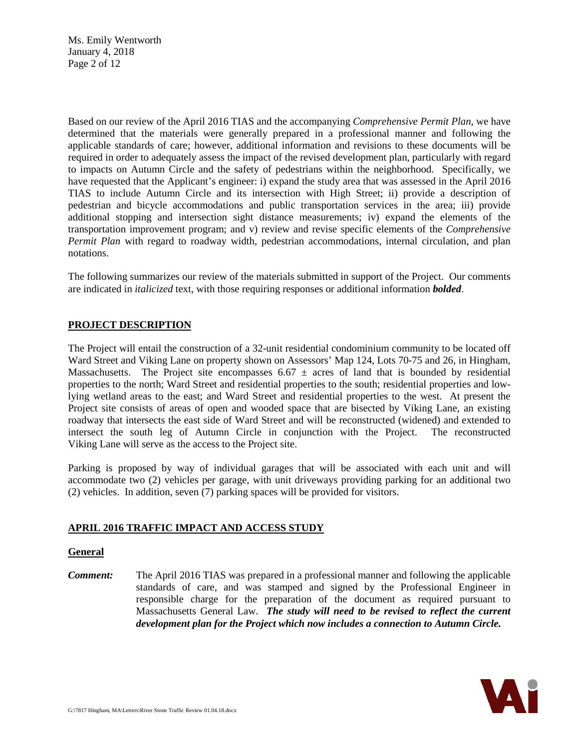Based on our review of the April 2016 TIAS and the accompanying *Comprehensive Permit Plan*, we have determined that the materials were generally prepared in a professional manner and following the applicable standards of care; however, additional information and revisions to these documents will be required in order to adequately assess the impact of the revised development plan, particularly with regard to impacts on Autumn Circle and the safety of pedestrians within the neighborhood. Specifically, we have requested that the Applicant's engineer: i) expand the study area that was assessed in the April 2016 TIAS to include Autumn Circle and its intersection with High Street; ii) provide a description of pedestrian and bicycle accommodations and public transportation services in the area; iii) provide additional stopping and intersection sight distance measurements; iv) expand the elements of the transportation improvement program; and v) review and revise specific elements of the *Comprehensive Permit Plan* with regard to roadway width, pedestrian accommodations, internal circulation, and plan notations.

The following summarizes our review of the materials submitted in support of the Project. Our comments are indicated in *italicized* text, with those requiring responses or additional information ***bolded***.

## PROJECT DESCRIPTION

The Project will entail the construction of a 32-unit residential condominium community to be located off Ward Street and Viking Lane on property shown on Assessors' Map 124, Lots 70-75 and 26, in Hingham, Massachusetts. The Project site encompasses 6.67 ± acres of land that is bounded by residential properties to the north; Ward Street and residential properties to the south; residential properties and low-lying wetland areas to the east; and Ward Street and residential properties to the west. At present the Project site consists of areas of open and wooded space that are bisected by Viking Lane, an existing roadway that intersects the east side of Ward Street and will be reconstructed (widened) and extended to intersect the south leg of Autumn Circle in conjunction with the Project. The reconstructed Viking Lane will serve as the access to the Project site.

Parking is proposed by way of individual garages that will be associated with each unit and will accommodate two (2) vehicles per garage, with unit driveways providing parking for an additional two (2) vehicles. In addition, seven (7) parking spaces will be provided for visitors.

## APRIL 2016 TRAFFIC IMPACT AND ACCESS STUDY

### General

***Comment:*** The April 2016 TIAS was prepared in a professional manner and following the applicable standards of care, and was stamped and signed by the Professional Engineer in responsible charge for the preparation of the document as required pursuant to Massachusetts General Law. ***The study will need to be revised to reflect the current development plan for the Project which now includes a connection to Autumn Circle.***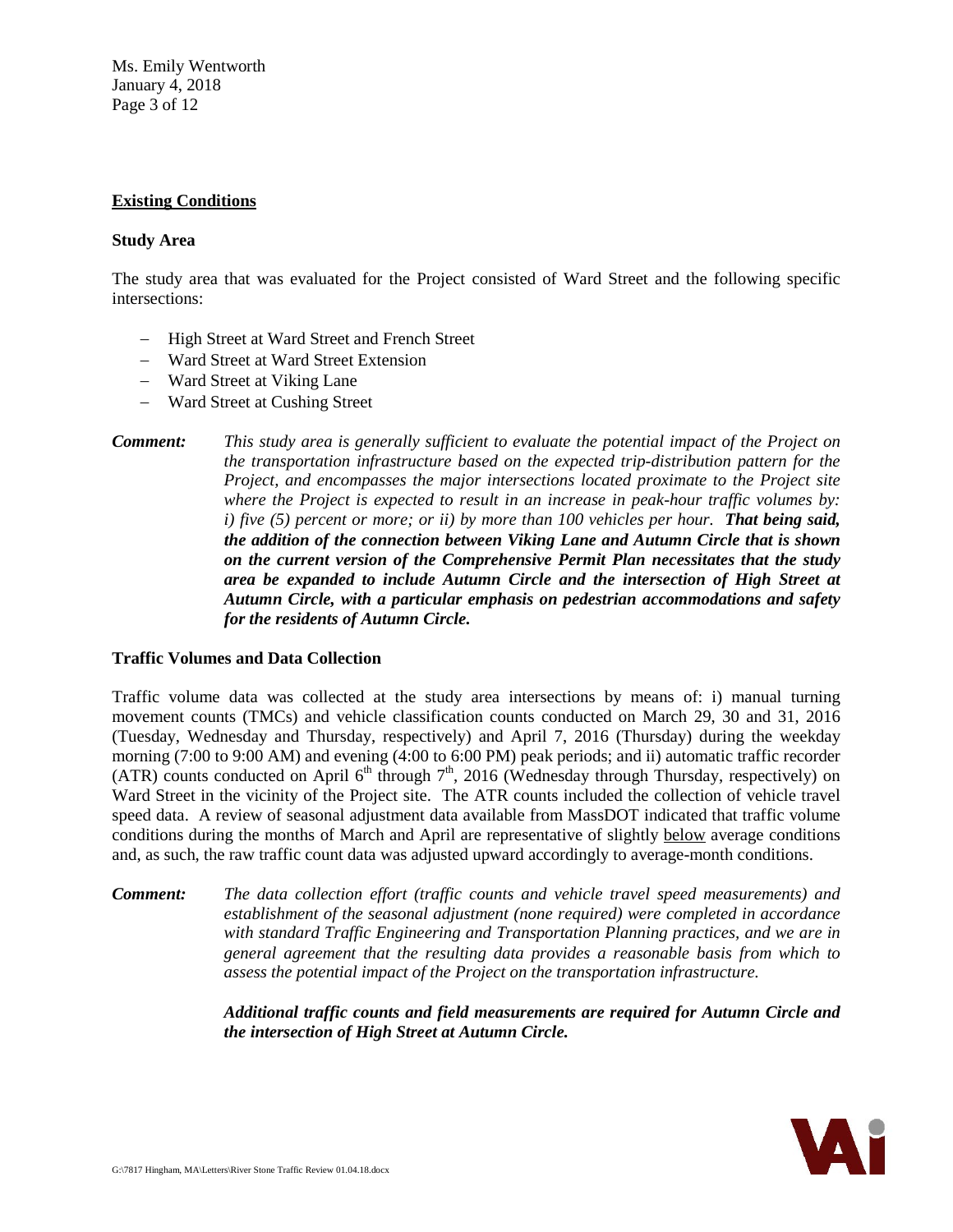## Existing Conditions

### Study Area

The study area that was evaluated for the Project consisted of Ward Street and the following specific intersections:

- High Street at Ward Street and French Street
- Ward Street at Ward Street Extension
- Ward Street at Viking Lane
- Ward Street at Cushing Street

***Comment:*** *This study area is generally sufficient to evaluate the potential impact of the Project on the transportation infrastructure based on the expected trip-distribution pattern for the Project, and encompasses the major intersections located proximate to the Project site where the Project is expected to result in an increase in peak-hour traffic volumes by: i) five (5) percent or more; or ii) by more than 100 vehicles per hour.* ***That being said, the addition of the connection between Viking Lane and Autumn Circle that is shown on the current version of the Comprehensive Permit Plan necessitates that the study area be expanded to include Autumn Circle and the intersection of High Street at Autumn Circle, with a particular emphasis on pedestrian accommodations and safety for the residents of Autumn Circle.***

### Traffic Volumes and Data Collection

Traffic volume data was collected at the study area intersections by means of: i) manual turning movement counts (TMCs) and vehicle classification counts conducted on March 29, 30 and 31, 2016 (Tuesday, Wednesday and Thursday, respectively) and April 7, 2016 (Thursday) during the weekday morning (7:00 to 9:00 AM) and evening (4:00 to 6:00 PM) peak periods; and ii) automatic traffic recorder (ATR) counts conducted on April 6th through 7th, 2016 (Wednesday through Thursday, respectively) on Ward Street in the vicinity of the Project site. The ATR counts included the collection of vehicle travel speed data. A review of seasonal adjustment data available from MassDOT indicated that traffic volume conditions during the months of March and April are representative of slightly <u>below</u> average conditions and, as such, the raw traffic count data was adjusted upward accordingly to average-month conditions.

***Comment:*** *The data collection effort (traffic counts and vehicle travel speed measurements) and establishment of the seasonal adjustment (none required) were completed in accordance with standard Traffic Engineering and Transportation Planning practices, and we are in general agreement that the resulting data provides a reasonable basis from which to assess the potential impact of the Project on the transportation infrastructure.*

***Additional traffic counts and field measurements are required for Autumn Circle and the intersection of High Street at Autumn Circle.***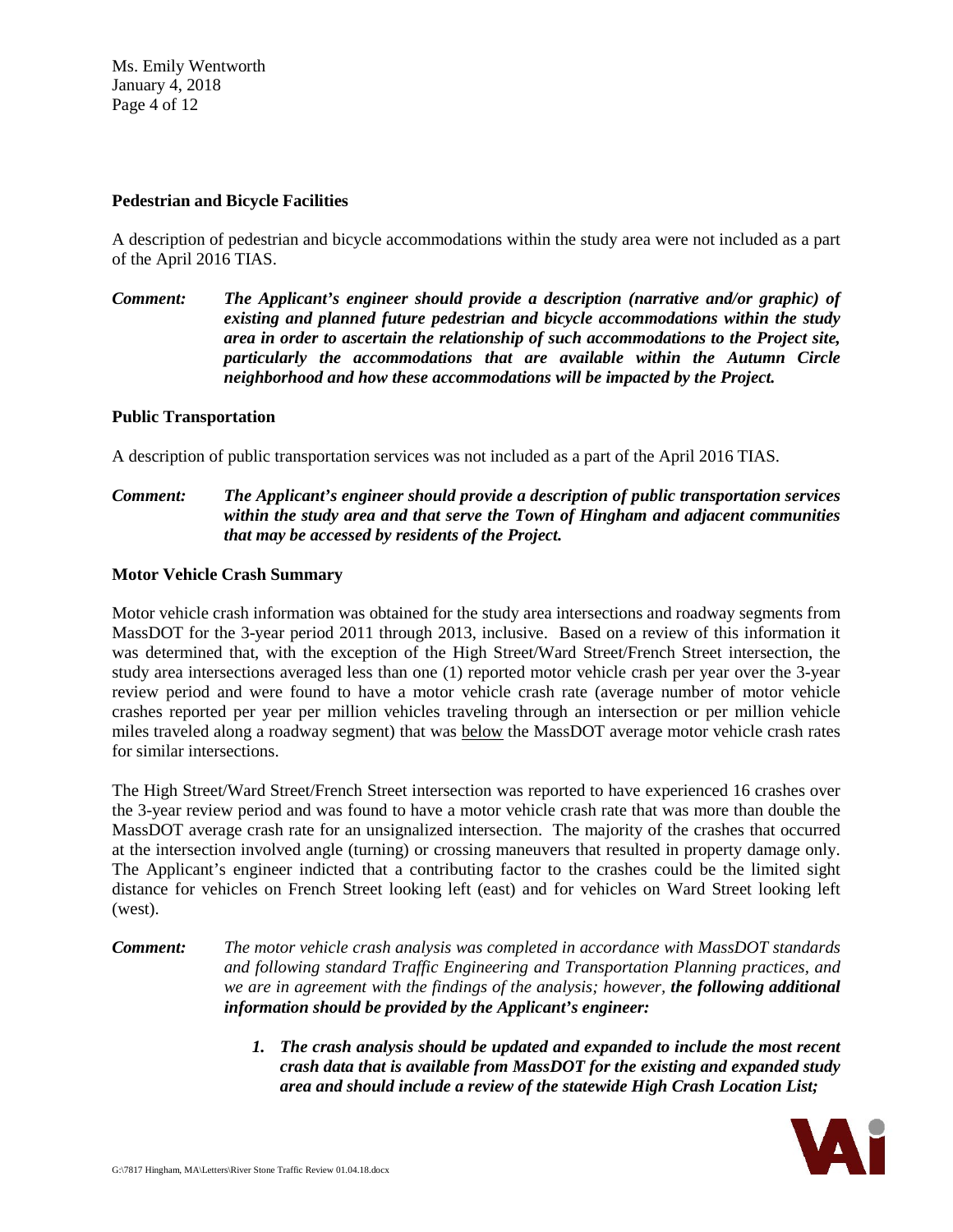### Pedestrian and Bicycle Facilities

A description of pedestrian and bicycle accommodations within the study area were not included as a part of the April 2016 TIAS.

***Comment:*** ***The Applicant's engineer should provide a description (narrative and/or graphic) of existing and planned future pedestrian and bicycle accommodations within the study area in order to ascertain the relationship of such accommodations to the Project site, particularly the accommodations that are available within the Autumn Circle neighborhood and how these accommodations will be impacted by the Project.***

### Public Transportation

A description of public transportation services was not included as a part of the April 2016 TIAS.

***Comment:*** ***The Applicant's engineer should provide a description of public transportation services within the study area and that serve the Town of Hingham and adjacent communities that may be accessed by residents of the Project.***

### Motor Vehicle Crash Summary

Motor vehicle crash information was obtained for the study area intersections and roadway segments from MassDOT for the 3-year period 2011 through 2013, inclusive. Based on a review of this information it was determined that, with the exception of the High Street/Ward Street/French Street intersection, the study area intersections averaged less than one (1) reported motor vehicle crash per year over the 3-year review period and were found to have a motor vehicle crash rate (average number of motor vehicle crashes reported per year per million vehicles traveling through an intersection or per million vehicle miles traveled along a roadway segment) that was <u>below</u> the MassDOT average motor vehicle crash rates for similar intersections.

The High Street/Ward Street/French Street intersection was reported to have experienced 16 crashes over the 3-year review period and was found to have a motor vehicle crash rate that was more than double the MassDOT average crash rate for an unsignalized intersection. The majority of the crashes that occurred at the intersection involved angle (turning) or crossing maneuvers that resulted in property damage only. The Applicant's engineer indicted that a contributing factor to the crashes could be the limited sight distance for vehicles on French Street looking left (east) and for vehicles on Ward Street looking left (west).

***Comment:*** *The motor vehicle crash analysis was completed in accordance with MassDOT standards and following standard Traffic Engineering and Transportation Planning practices, and we are in agreement with the findings of the analysis; however,* ***the following additional information should be provided by the Applicant's engineer:***

1. ***The crash analysis should be updated and expanded to include the most recent crash data that is available from MassDOT for the existing and expanded study area and should include a review of the statewide High Crash Location List;***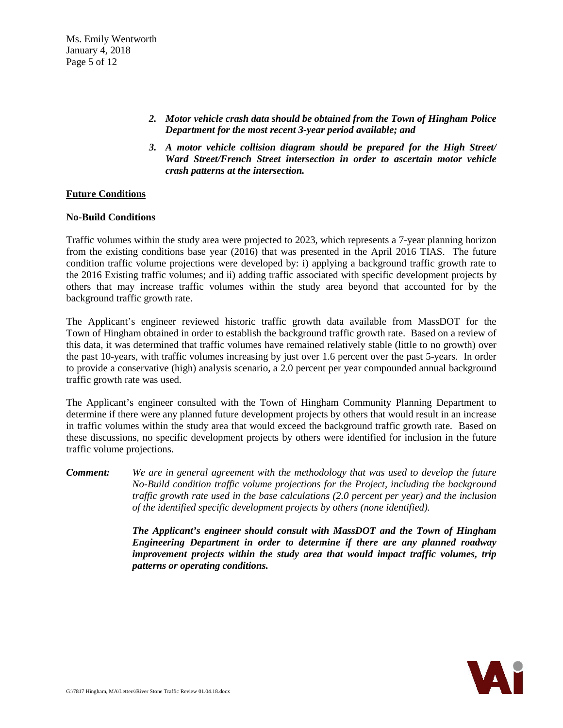2. ***Motor vehicle crash data should be obtained from the Town of Hingham Police Department for the most recent 3-year period available; and***

3. ***A motor vehicle collision diagram should be prepared for the High Street/ Ward Street/French Street intersection in order to ascertain motor vehicle crash patterns at the intersection.***

## Future Conditions

### No-Build Conditions

Traffic volumes within the study area were projected to 2023, which represents a 7-year planning horizon from the existing conditions base year (2016) that was presented in the April 2016 TIAS. The future condition traffic volume projections were developed by: i) applying a background traffic growth rate to the 2016 Existing traffic volumes; and ii) adding traffic associated with specific development projects by others that may increase traffic volumes within the study area beyond that accounted for by the background traffic growth rate.

The Applicant's engineer reviewed historic traffic growth data available from MassDOT for the Town of Hingham obtained in order to establish the background traffic growth rate. Based on a review of this data, it was determined that traffic volumes have remained relatively stable (little to no growth) over the past 10-years, with traffic volumes increasing by just over 1.6 percent over the past 5-years. In order to provide a conservative (high) analysis scenario, a 2.0 percent per year compounded annual background traffic growth rate was used.

The Applicant's engineer consulted with the Town of Hingham Community Planning Department to determine if there were any planned future development projects by others that would result in an increase in traffic volumes within the study area that would exceed the background traffic growth rate. Based on these discussions, no specific development projects by others were identified for inclusion in the future traffic volume projections.

***Comment:*** *We are in general agreement with the methodology that was used to develop the future No-Build condition traffic volume projections for the Project, including the background traffic growth rate used in the base calculations (2.0 percent per year) and the inclusion of the identified specific development projects by others (none identified).*

***The Applicant's engineer should consult with MassDOT and the Town of Hingham Engineering Department in order to determine if there are any planned roadway improvement projects within the study area that would impact traffic volumes, trip patterns or operating conditions.***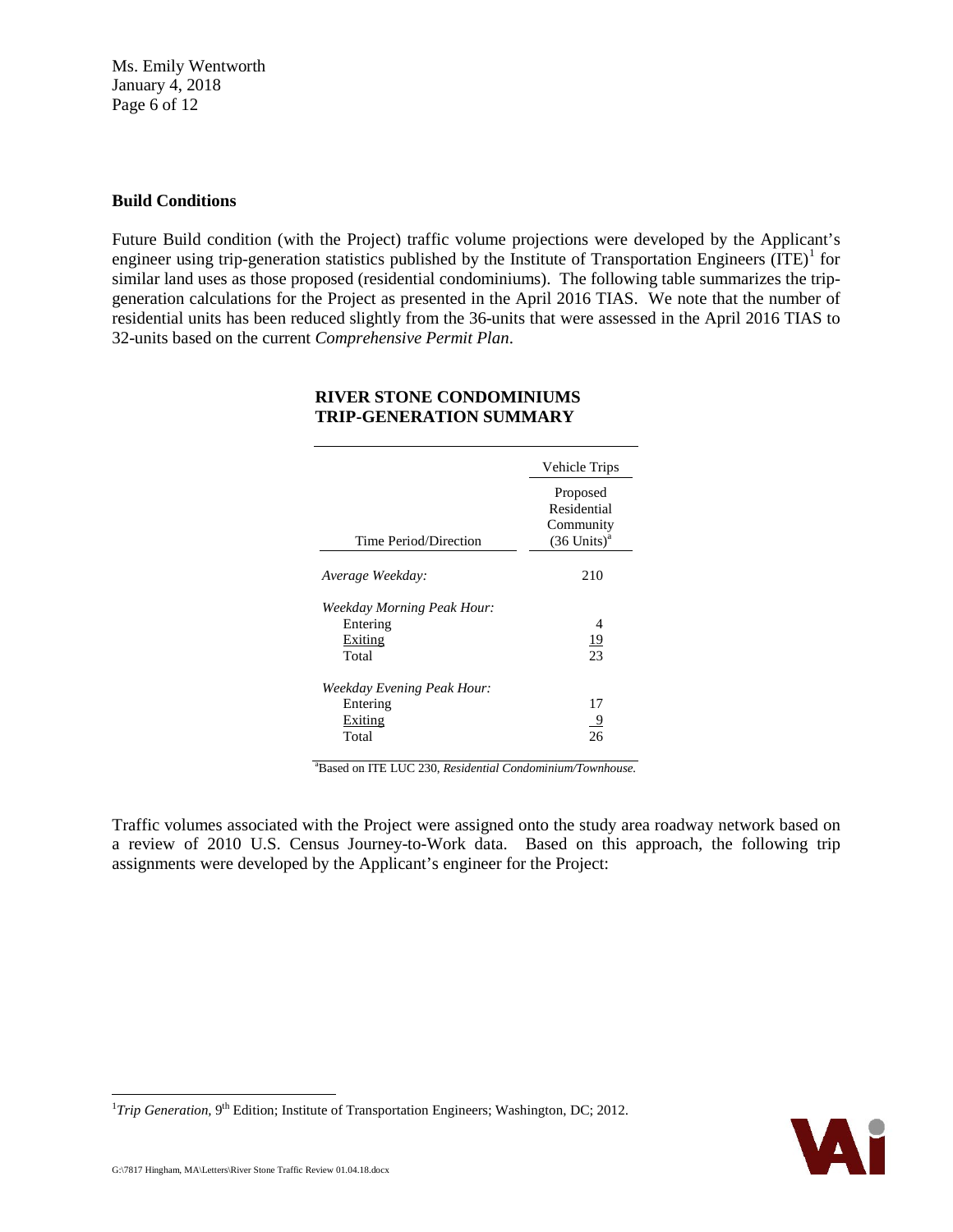## Build Conditions

Future Build condition (with the Project) traffic volume projections were developed by the Applicant's engineer using trip-generation statistics published by the Institute of Transportation Engineers (ITE)[1] for similar land uses as those proposed (residential condominiums). The following table summarizes the trip-generation calculations for the Project as presented in the April 2016 TIAS. We note that the number of residential units has been reduced slightly from the 36-units that were assessed in the April 2016 TIAS to 32-units based on the current *Comprehensive Permit Plan*.

**RIVER STONE CONDOMINIUMS**
**TRIP-GENERATION SUMMARY**

| Time Period/Direction | Vehicle Trips: Proposed Residential Community (36 Units)[a] |
|---|---|
| *Average Weekday:* | 210 |
| *Weekday Morning Peak Hour:* | |
| Entering | 4 |
| Exiting | 19 |
| Total | 23 |
| *Weekday Evening Peak Hour:* | |
| Entering | 17 |
| Exiting | 9 |
| Total | 26 |

[a]Based on ITE LUC 230, *Residential Condominium/Townhouse.*

Traffic volumes associated with the Project were assigned onto the study area roadway network based on a review of 2010 U.S. Census Journey-to-Work data. Based on this approach, the following trip assignments were developed by the Applicant's engineer for the Project:

[1]*Trip Generation*, 9th Edition; Institute of Transportation Engineers; Washington, DC; 2012.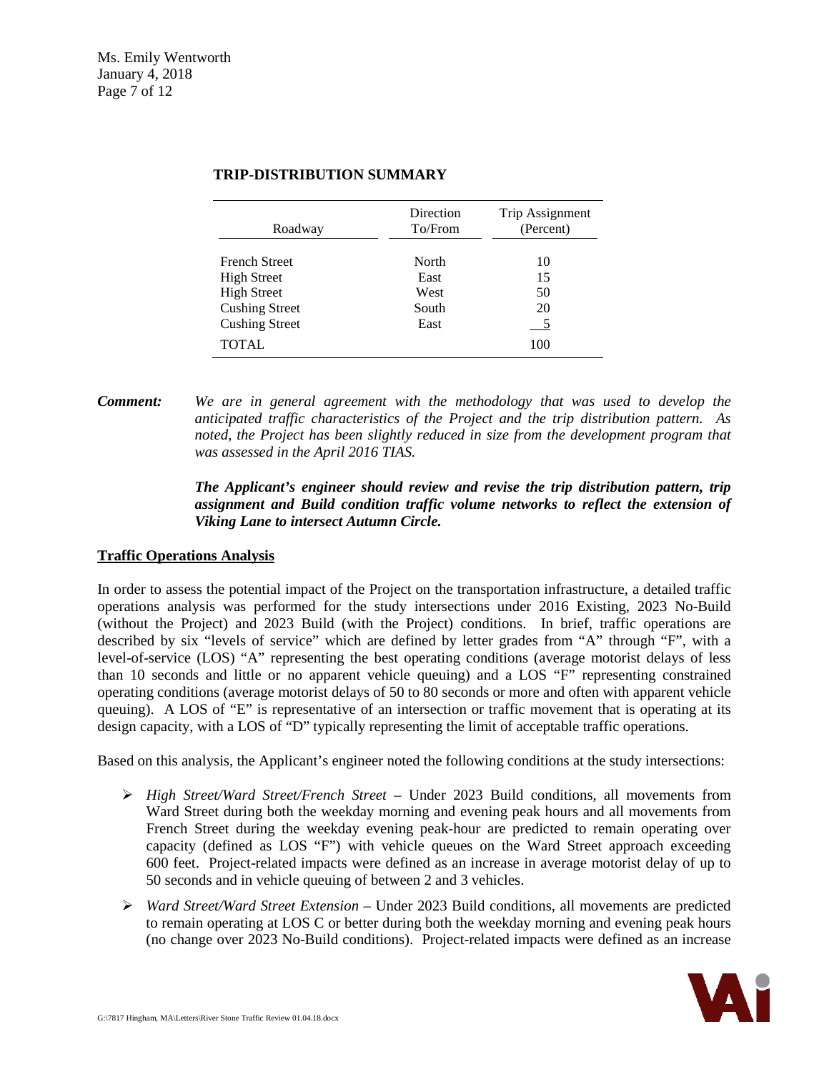**TRIP-DISTRIBUTION SUMMARY**

| Roadway | Direction To/From | Trip Assignment (Percent) |
|---|---|---|
| French Street | North | 10 |
| High Street | East | 15 |
| High Street | West | 50 |
| Cushing Street | South | 20 |
| Cushing Street | East | 5 |
| TOTAL | | 100 |

**Comment:** *We are in general agreement with the methodology that was used to develop the anticipated traffic characteristics of the Project and the trip distribution pattern. As noted, the Project has been slightly reduced in size from the development program that was assessed in the April 2016 TIAS.*

***The Applicant's engineer should review and revise the trip distribution pattern, trip assignment and Build condition traffic volume networks to reflect the extension of Viking Lane to intersect Autumn Circle.***

## Traffic Operations Analysis

In order to assess the potential impact of the Project on the transportation infrastructure, a detailed traffic operations analysis was performed for the study intersections under 2016 Existing, 2023 No-Build (without the Project) and 2023 Build (with the Project) conditions. In brief, traffic operations are described by six "levels of service" which are defined by letter grades from "A" through "F", with a level-of-service (LOS) "A" representing the best operating conditions (average motorist delays of less than 10 seconds and little or no apparent vehicle queuing) and a LOS "F" representing constrained operating conditions (average motorist delays of 50 to 80 seconds or more and often with apparent vehicle queuing). A LOS of "E" is representative of an intersection or traffic movement that is operating at its design capacity, with a LOS of "D" typically representing the limit of acceptable traffic operations.

Based on this analysis, the Applicant's engineer noted the following conditions at the study intersections:

- *High Street/Ward Street/French Street* – Under 2023 Build conditions, all movements from Ward Street during both the weekday morning and evening peak hours and all movements from French Street during the weekday evening peak-hour are predicted to remain operating over capacity (defined as LOS "F") with vehicle queues on the Ward Street approach exceeding 600 feet. Project-related impacts were defined as an increase in average motorist delay of up to 50 seconds and in vehicle queuing of between 2 and 3 vehicles.
- *Ward Street/Ward Street Extension* – Under 2023 Build conditions, all movements are predicted to remain operating at LOS C or better during both the weekday morning and evening peak hours (no change over 2023 No-Build conditions). Project-related impacts were defined as an increase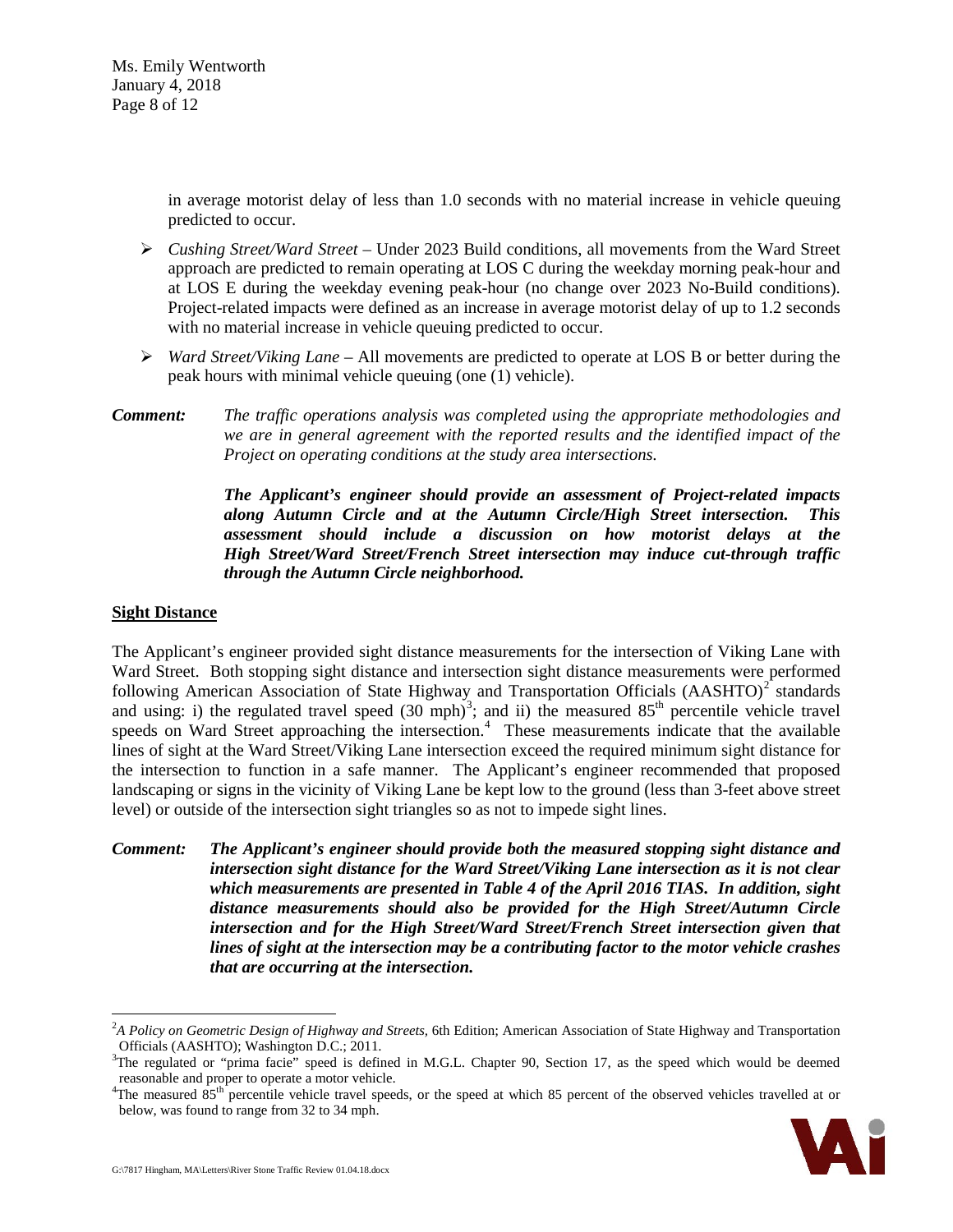in average motorist delay of less than 1.0 seconds with no material increase in vehicle queuing predicted to occur.

- *Cushing Street/Ward Street* – Under 2023 Build conditions, all movements from the Ward Street approach are predicted to remain operating at LOS C during the weekday morning peak-hour and at LOS E during the weekday evening peak-hour (no change over 2023 No-Build conditions). Project-related impacts were defined as an increase in average motorist delay of up to 1.2 seconds with no material increase in vehicle queuing predicted to occur.
- *Ward Street/Viking Lane* – All movements are predicted to operate at LOS B or better during the peak hours with minimal vehicle queuing (one (1) vehicle).

***Comment:*** *The traffic operations analysis was completed using the appropriate methodologies and we are in general agreement with the reported results and the identified impact of the Project on operating conditions at the study area intersections.*

***The Applicant's engineer should provide an assessment of Project-related impacts along Autumn Circle and at the Autumn Circle/High Street intersection. This assessment should include a discussion on how motorist delays at the High Street/Ward Street/French Street intersection may induce cut-through traffic through the Autumn Circle neighborhood.***

**Sight Distance**

The Applicant's engineer provided sight distance measurements for the intersection of Viking Lane with Ward Street. Both stopping sight distance and intersection sight distance measurements were performed following American Association of State Highway and Transportation Officials (AASHTO)[2] standards and using: i) the regulated travel speed (30 mph)[3]; and ii) the measured 85th percentile vehicle travel speeds on Ward Street approaching the intersection.[4] These measurements indicate that the available lines of sight at the Ward Street/Viking Lane intersection exceed the required minimum sight distance for the intersection to function in a safe manner. The Applicant's engineer recommended that proposed landscaping or signs in the vicinity of Viking Lane be kept low to the ground (less than 3-feet above street level) or outside of the intersection sight triangles so as not to impede sight lines.

***Comment:*** ***The Applicant's engineer should provide both the measured stopping sight distance and intersection sight distance for the Ward Street/Viking Lane intersection as it is not clear which measurements are presented in Table 4 of the April 2016 TIAS. In addition, sight distance measurements should also be provided for the High Street/Autumn Circle intersection and for the High Street/Ward Street/French Street intersection given that lines of sight at the intersection may be a contributing factor to the motor vehicle crashes that are occurring at the intersection.***

---

[2] *A Policy on Geometric Design of Highway and Streets*, 6th Edition; American Association of State Highway and Transportation Officials (AASHTO); Washington D.C.; 2011.

[3] The regulated or "prima facie" speed is defined in M.G.L. Chapter 90, Section 17, as the speed which would be deemed reasonable and proper to operate a motor vehicle.

[4] The measured 85th percentile vehicle travel speeds, or the speed at which 85 percent of the observed vehicles travelled at or below, was found to range from 32 to 34 mph.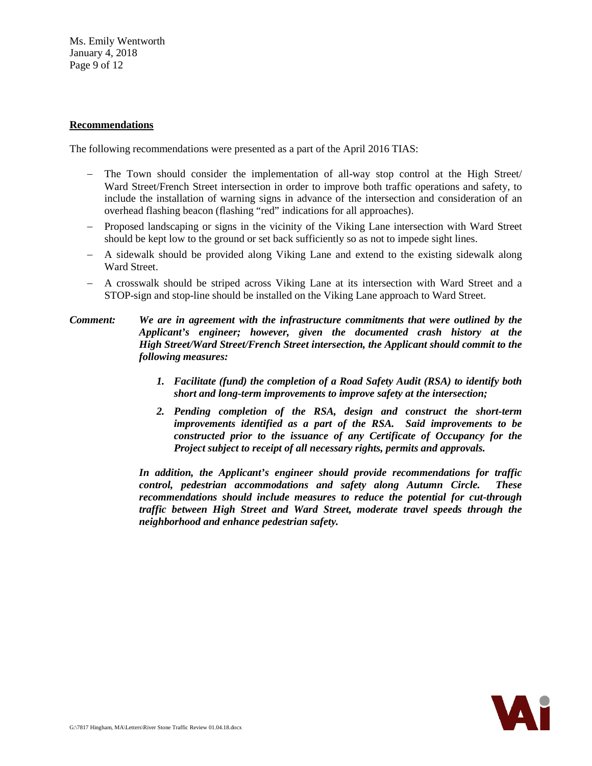**Recommendations**

The following recommendations were presented as a part of the April 2016 TIAS:

- The Town should consider the implementation of all-way stop control at the High Street/ Ward Street/French Street intersection in order to improve both traffic operations and safety, to include the installation of warning signs in advance of the intersection and consideration of an overhead flashing beacon (flashing "red" indications for all approaches).
- Proposed landscaping or signs in the vicinity of the Viking Lane intersection with Ward Street should be kept low to the ground or set back sufficiently so as not to impede sight lines.
- A sidewalk should be provided along Viking Lane and extend to the existing sidewalk along Ward Street.
- A crosswalk should be striped across Viking Lane at its intersection with Ward Street and a STOP-sign and stop-line should be installed on the Viking Lane approach to Ward Street.

***Comment:*** ***We are in agreement with the infrastructure commitments that were outlined by the Applicant's engineer; however, given the documented crash history at the High Street/Ward Street/French Street intersection, the Applicant should commit to the following measures:***

1. ***Facilitate (fund) the completion of a Road Safety Audit (RSA) to identify both short and long-term improvements to improve safety at the intersection;***
2. ***Pending completion of the RSA, design and construct the short-term improvements identified as a part of the RSA. Said improvements to be constructed prior to the issuance of any Certificate of Occupancy for the Project subject to receipt of all necessary rights, permits and approvals.***

***In addition, the Applicant's engineer should provide recommendations for traffic control, pedestrian accommodations and safety along Autumn Circle. These recommendations should include measures to reduce the potential for cut-through traffic between High Street and Ward Street, moderate travel speeds through the neighborhood and enhance pedestrian safety.***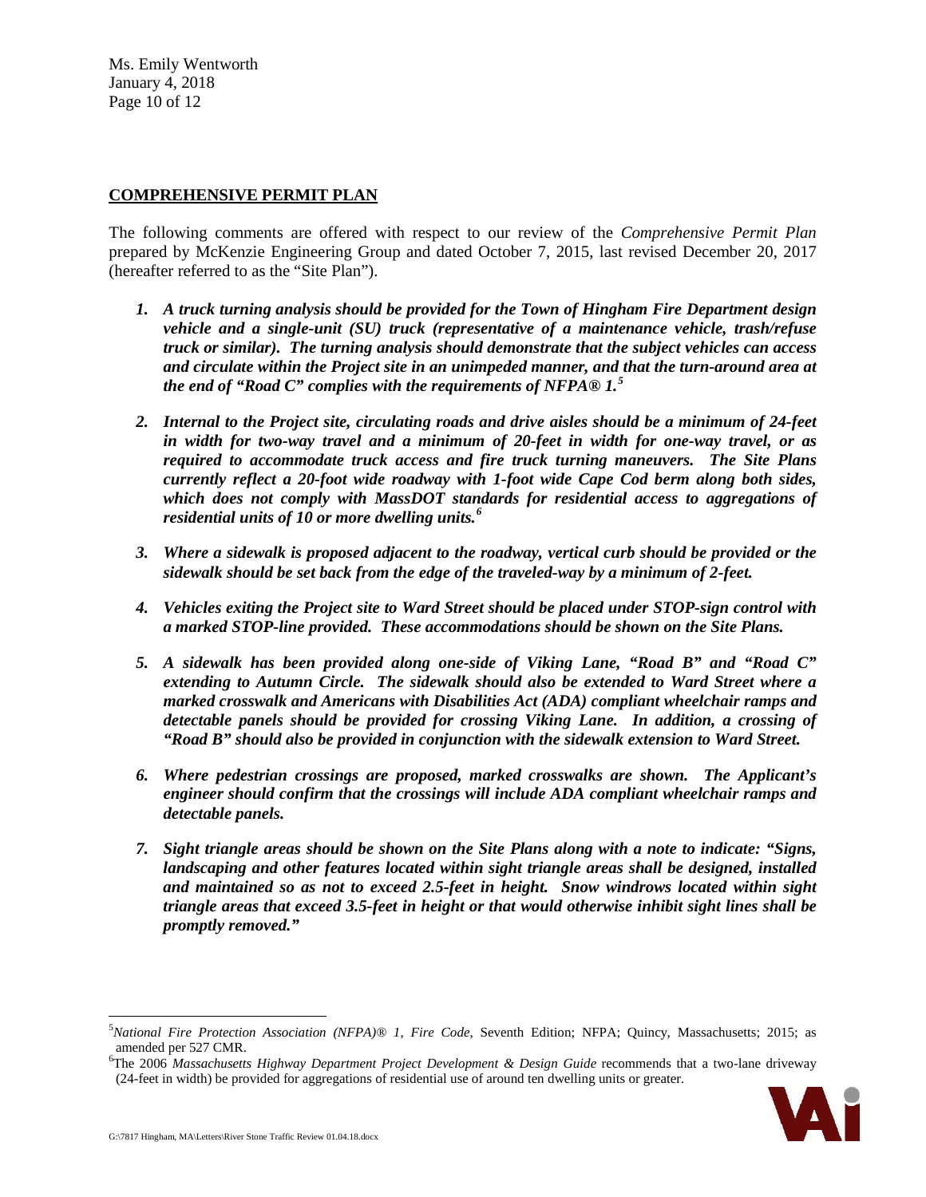## COMPREHENSIVE PERMIT PLAN

The following comments are offered with respect to our review of the *Comprehensive Permit Plan* prepared by McKenzie Engineering Group and dated October 7, 2015, last revised December 20, 2017 (hereafter referred to as the "Site Plan").

1. ***A truck turning analysis should be provided for the Town of Hingham Fire Department design vehicle and a single-unit (SU) truck (representative of a maintenance vehicle, trash/refuse truck or similar). The turning analysis should demonstrate that the subject vehicles can access and circulate within the Project site in an unimpeded manner, and that the turn-around area at the end of "Road C" complies with the requirements of NFPA® 1.[5]***

2. ***Internal to the Project site, circulating roads and drive aisles should be a minimum of 24-feet in width for two-way travel and a minimum of 20-feet in width for one-way travel, or as required to accommodate truck access and fire truck turning maneuvers. The Site Plans currently reflect a 20-foot wide roadway with 1-foot wide Cape Cod berm along both sides, which does not comply with MassDOT standards for residential access to aggregations of residential units of 10 or more dwelling units.[6]***

3. ***Where a sidewalk is proposed adjacent to the roadway, vertical curb should be provided or the sidewalk should be set back from the edge of the traveled-way by a minimum of 2-feet.***

4. ***Vehicles exiting the Project site to Ward Street should be placed under STOP-sign control with a marked STOP-line provided. These accommodations should be shown on the Site Plans.***

5. ***A sidewalk has been provided along one-side of Viking Lane, "Road B" and "Road C" extending to Autumn Circle. The sidewalk should also be extended to Ward Street where a marked crosswalk and Americans with Disabilities Act (ADA) compliant wheelchair ramps and detectable panels should be provided for crossing Viking Lane. In addition, a crossing of "Road B" should also be provided in conjunction with the sidewalk extension to Ward Street.***

6. ***Where pedestrian crossings are proposed, marked crosswalks are shown. The Applicant's engineer should confirm that the crossings will include ADA compliant wheelchair ramps and detectable panels.***

7. ***Sight triangle areas should be shown on the Site Plans along with a note to indicate: "Signs, landscaping and other features located within sight triangle areas shall be designed, installed and maintained so as not to exceed 2.5-feet in height. Snow windrows located within sight triangle areas that exceed 3.5-feet in height or that would otherwise inhibit sight lines shall be promptly removed."***

---

[5] *National Fire Protection Association (NFPA)® 1, Fire Code,* Seventh Edition; NFPA; Quincy, Massachusetts; 2015; as amended per 527 CMR.

[6] The 2006 *Massachusetts Highway Department Project Development & Design Guide* recommends that a two-lane driveway (24-feet in width) be provided for aggregations of residential use of around ten dwelling units or greater.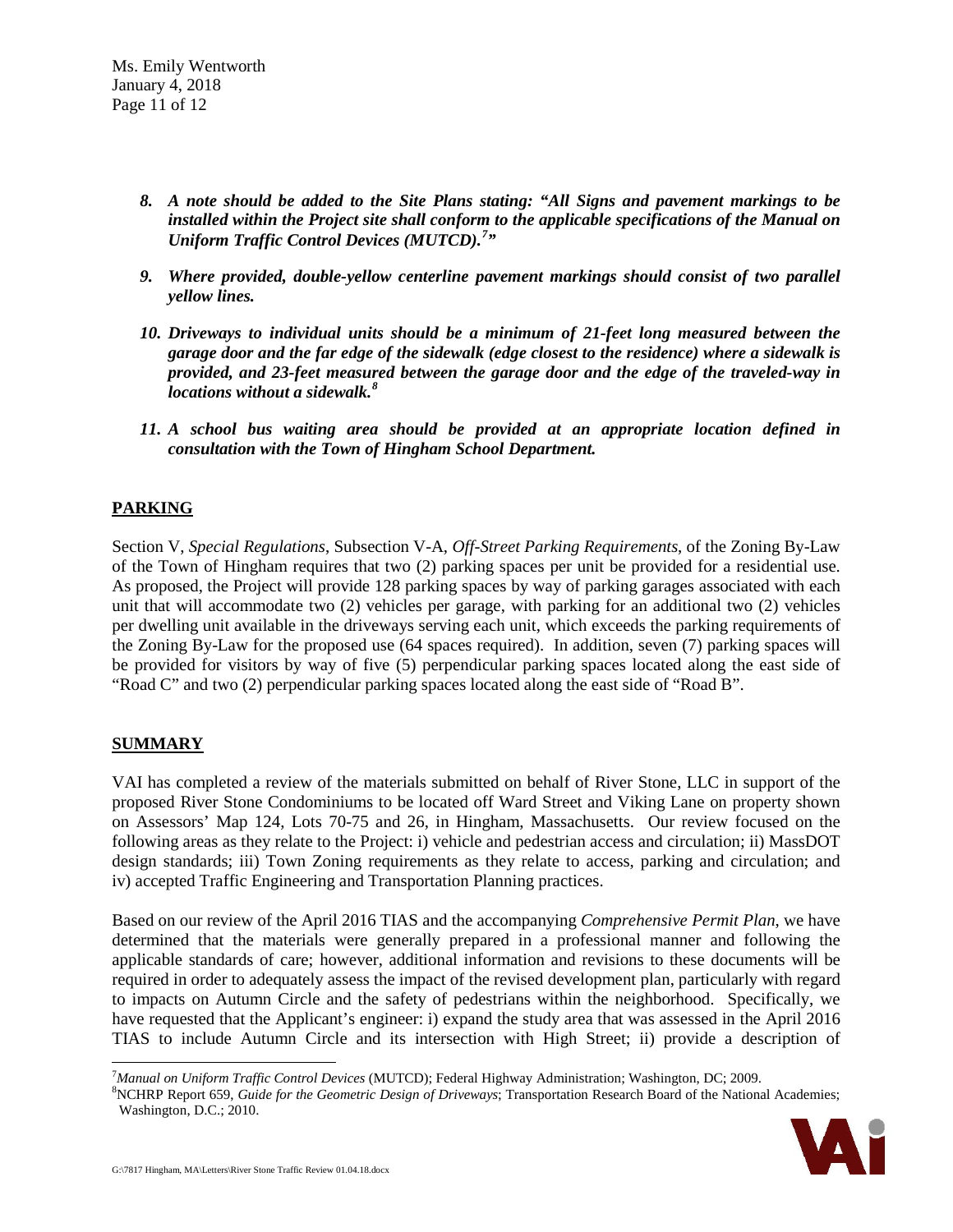8. ***A note should be added to the Site Plans stating: "All Signs and pavement markings to be installed within the Project site shall conform to the applicable specifications of the Manual on Uniform Traffic Control Devices (MUTCD).[7]"***

9. ***Where provided, double-yellow centerline pavement markings should consist of two parallel yellow lines.***

10. ***Driveways to individual units should be a minimum of 21-feet long measured between the garage door and the far edge of the sidewalk (edge closest to the residence) where a sidewalk is provided, and 23-feet measured between the garage door and the edge of the traveled-way in locations without a sidewalk.[8]***

11. ***A school bus waiting area should be provided at an appropriate location defined in consultation with the Town of Hingham School Department.***

## PARKING

Section V, *Special Regulations*, Subsection V-A, *Off-Street Parking Requirements*, of the Zoning By-Law of the Town of Hingham requires that two (2) parking spaces per unit be provided for a residential use. As proposed, the Project will provide 128 parking spaces by way of parking garages associated with each unit that will accommodate two (2) vehicles per garage, with parking for an additional two (2) vehicles per dwelling unit available in the driveways serving each unit, which exceeds the parking requirements of the Zoning By-Law for the proposed use (64 spaces required). In addition, seven (7) parking spaces will be provided for visitors by way of five (5) perpendicular parking spaces located along the east side of "Road C" and two (2) perpendicular parking spaces located along the east side of "Road B".

## SUMMARY

VAI has completed a review of the materials submitted on behalf of River Stone, LLC in support of the proposed River Stone Condominiums to be located off Ward Street and Viking Lane on property shown on Assessors' Map 124, Lots 70-75 and 26, in Hingham, Massachusetts. Our review focused on the following areas as they relate to the Project: i) vehicle and pedestrian access and circulation; ii) MassDOT design standards; iii) Town Zoning requirements as they relate to access, parking and circulation; and iv) accepted Traffic Engineering and Transportation Planning practices.

Based on our review of the April 2016 TIAS and the accompanying *Comprehensive Permit Plan*, we have determined that the materials were generally prepared in a professional manner and following the applicable standards of care; however, additional information and revisions to these documents will be required in order to adequately assess the impact of the revised development plan, particularly with regard to impacts on Autumn Circle and the safety of pedestrians within the neighborhood. Specifically, we have requested that the Applicant's engineer: i) expand the study area that was assessed in the April 2016 TIAS to include Autumn Circle and its intersection with High Street; ii) provide a description of

---

[7] *Manual on Uniform Traffic Control Devices* (MUTCD); Federal Highway Administration; Washington, DC; 2009.

[8] NCHRP Report 659, *Guide for the Geometric Design of Driveways*; Transportation Research Board of the National Academies; Washington, D.C.; 2010.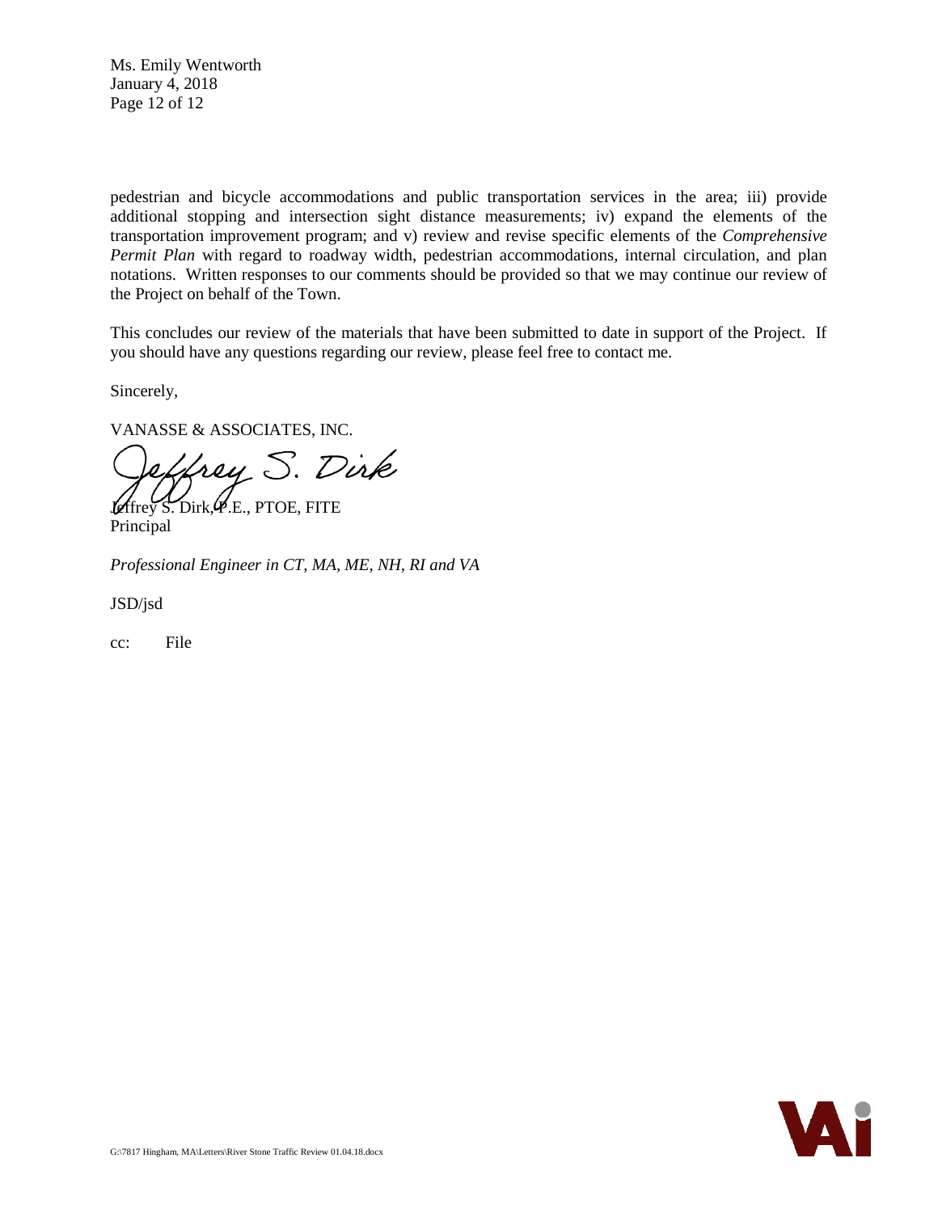pedestrian and bicycle accommodations and public transportation services in the area; iii) provide additional stopping and intersection sight distance measurements; iv) expand the elements of the transportation improvement program; and v) review and revise specific elements of the *Comprehensive Permit Plan* with regard to roadway width, pedestrian accommodations, internal circulation, and plan notations. Written responses to our comments should be provided so that we may continue our review of the Project on behalf of the Town.

This concludes our review of the materials that have been submitted to date in support of the Project. If you should have any questions regarding our review, please feel free to contact me.

Sincerely,

VANASSE & ASSOCIATES, INC.

Jeffrey S. Dirk

Jeffrey S. Dirk, P.E., PTOE, FITE
Principal

*Professional Engineer in CT, MA, ME, NH, RI and VA*

JSD/jsd

cc: File

G:\7817 Hingham, MA\Letters\River Stone Traffic Review 01.04.18.docx